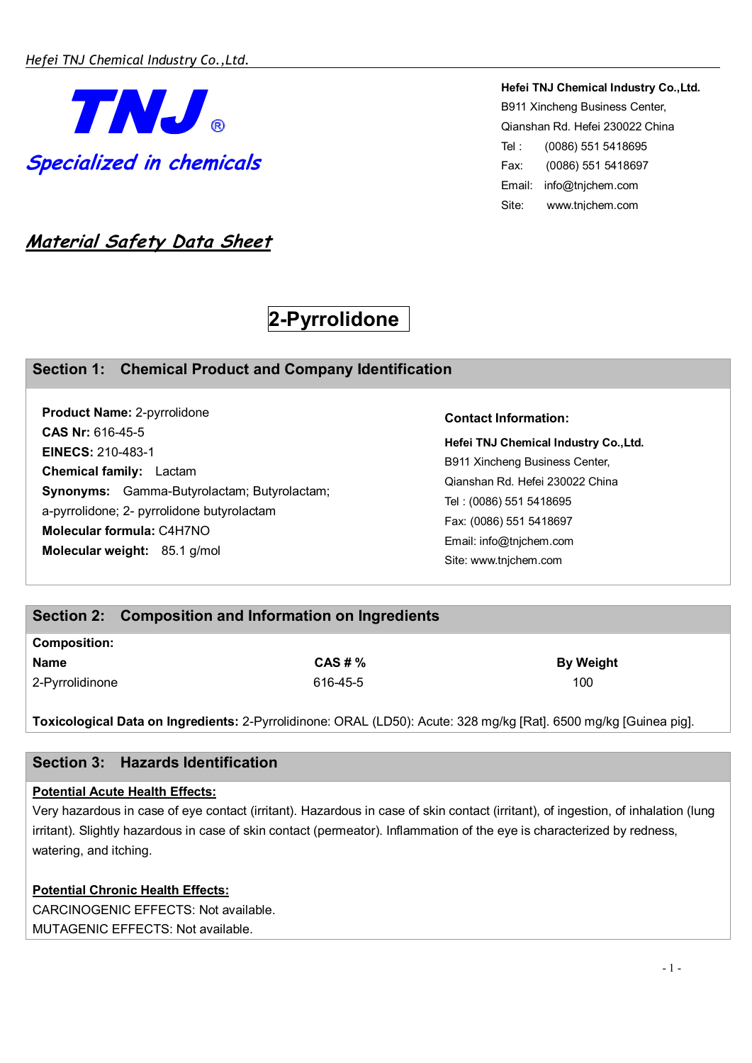**TNJ®**

*Specialized in chemicals*

**Hefei TNJ Chemical Industry Co.,Ltd.**
B911 Xincheng Business Center,
Qianshan Rd. Hefei 230022 China
Tel : (0086) 551 5418695
Fax: (0086) 551 5418697
Email: info@tnjchem.com
Site: www.tnjchem.com

# *Material Safety Data Sheet*

# 2-Pyrrolidone

## Section 1: Chemical Product and Company Identification

**Product Name:** 2-pyrrolidone
**CAS Nr:** 616-45-5
**EINECS:** 210-483-1
**Chemical family:** Lactam
**Synonyms:** Gamma-Butyrolactam; Butyrolactam; a-pyrrolidone; 2- pyrrolidone butyrolactam
**Molecular formula:** C4H7NO
**Molecular weight:** 85.1 g/mol

**Contact Information:**

**Hefei TNJ Chemical Industry Co.,Ltd.**
B911 Xincheng Business Center,
Qianshan Rd. Hefei 230022 China
Tel : (0086) 551 5418695
Fax: (0086) 551 5418697
Email: info@tnjchem.com
Site: www.tnjchem.com

## Section 2: Composition and Information on Ingredients

**Composition:**

| Name | CAS # % | By Weight |
|---|---|---|
| 2-Pyrrolidinone | 616-45-5 | 100 |

**Toxicological Data on Ingredients:** 2-Pyrrolidinone: ORAL (LD50): Acute: 328 mg/kg [Rat]. 6500 mg/kg [Guinea pig].

## Section 3: Hazards Identification

**Potential Acute Health Effects:**

Very hazardous in case of eye contact (irritant). Hazardous in case of skin contact (irritant), of ingestion, of inhalation (lung irritant). Slightly hazardous in case of skin contact (permeator). Inflammation of the eye is characterized by redness, watering, and itching.

**Potential Chronic Health Effects:**

CARCINOGENIC EFFECTS: Not available.
MUTAGENIC EFFECTS: Not available.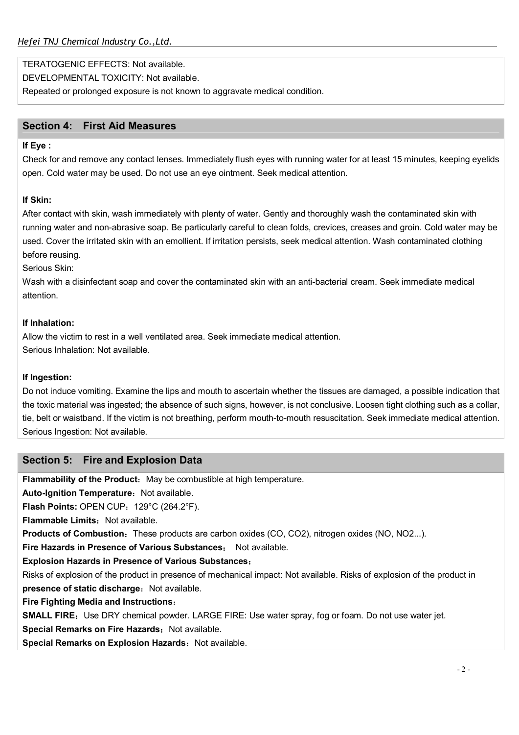TERATOGENIC EFFECTS: Not available.

DEVELOPMENTAL TOXICITY: Not available.

Repeated or prolonged exposure is not known to aggravate medical condition.

## Section 4: First Aid Measures

**If Eye :**

Check for and remove any contact lenses. Immediately flush eyes with running water for at least 15 minutes, keeping eyelids open. Cold water may be used. Do not use an eye ointment. Seek medical attention.

**If Skin:**

After contact with skin, wash immediately with plenty of water. Gently and thoroughly wash the contaminated skin with running water and non-abrasive soap. Be particularly careful to clean folds, crevices, creases and groin. Cold water may be used. Cover the irritated skin with an emollient. If irritation persists, seek medical attention. Wash contaminated clothing before reusing.

Serious Skin:

Wash with a disinfectant soap and cover the contaminated skin with an anti-bacterial cream. Seek immediate medical attention.

**If Inhalation:**

Allow the victim to rest in a well ventilated area. Seek immediate medical attention.

Serious Inhalation: Not available.

**If Ingestion:**

Do not induce vomiting. Examine the lips and mouth to ascertain whether the tissues are damaged, a possible indication that the toxic material was ingested; the absence of such signs, however, is not conclusive. Loosen tight clothing such as a collar, tie, belt or waistband. If the victim is not breathing, perform mouth-to-mouth resuscitation. Seek immediate medical attention.

Serious Ingestion: Not available.

## Section 5: Fire and Explosion Data

**Flammability of the Product**：May be combustible at high temperature.

**Auto-Ignition Temperature**：Not available.

**Flash Points:** OPEN CUP：129°C (264.2°F).

**Flammable Limits**：Not available.

**Products of Combustion**：These products are carbon oxides (CO, $CO_2$), nitrogen oxides (NO, $NO_2$...).

**Fire Hazards in Presence of Various Substances**： Not available.

**Explosion Hazards in Presence of Various Substances**：

Risks of explosion of the product in presence of mechanical impact: Not available. Risks of explosion of the product in **presence of static discharge**：Not available.

**Fire Fighting Media and Instructions**：

**SMALL FIRE**：Use DRY chemical powder. LARGE FIRE: Use water spray, fog or foam. Do not use water jet.

**Special Remarks on Fire Hazards**：Not available.

**Special Remarks on Explosion Hazards**：Not available.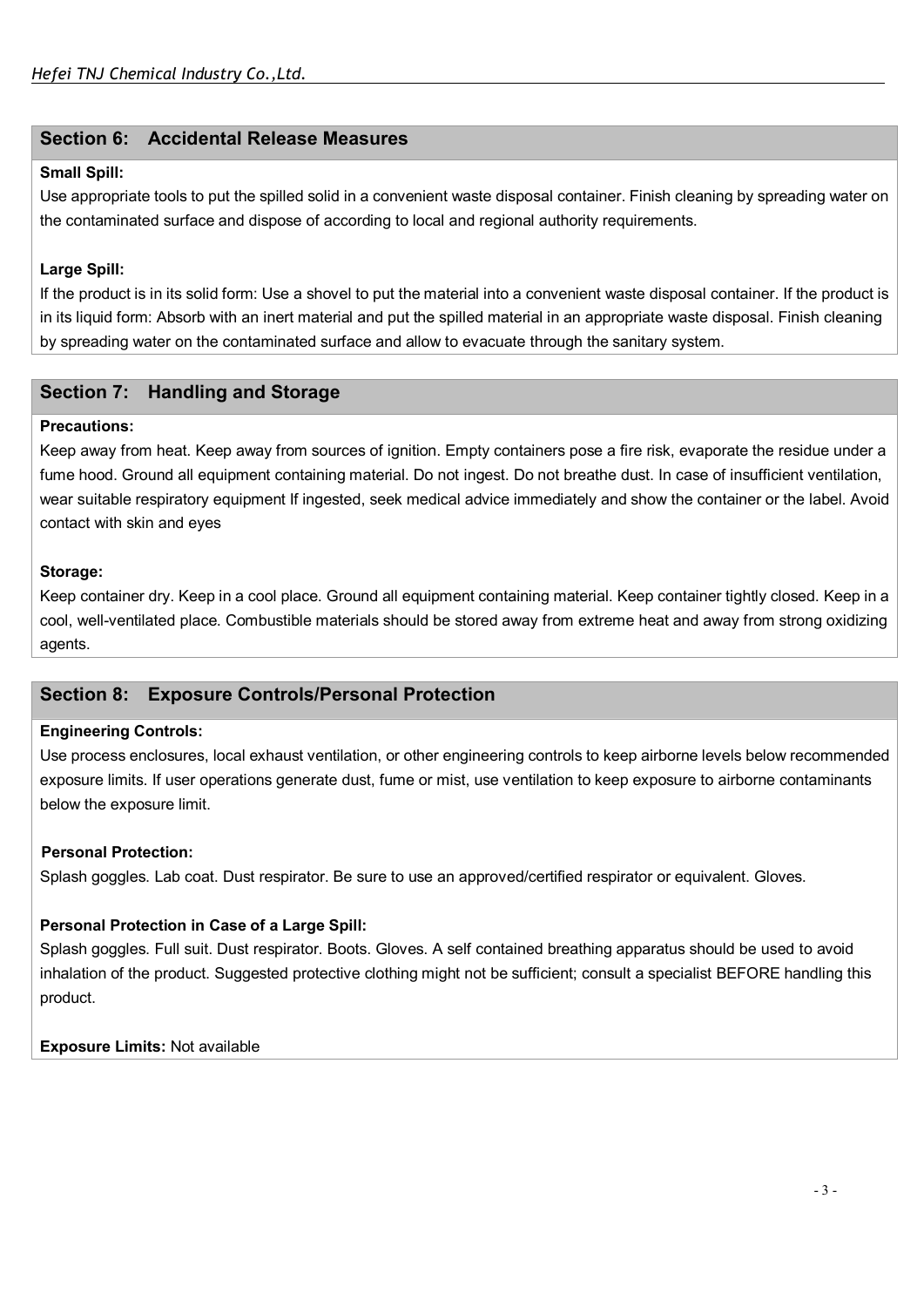## Section 6: Accidental Release Measures

**Small Spill:**

Use appropriate tools to put the spilled solid in a convenient waste disposal container. Finish cleaning by spreading water on the contaminated surface and dispose of according to local and regional authority requirements.

**Large Spill:**

If the product is in its solid form: Use a shovel to put the material into a convenient waste disposal container. If the product is in its liquid form: Absorb with an inert material and put the spilled material in an appropriate waste disposal. Finish cleaning by spreading water on the contaminated surface and allow to evacuate through the sanitary system.

## Section 7: Handling and Storage

**Precautions:**

Keep away from heat. Keep away from sources of ignition. Empty containers pose a fire risk, evaporate the residue under a fume hood. Ground all equipment containing material. Do not ingest. Do not breathe dust. In case of insufficient ventilation, wear suitable respiratory equipment If ingested, seek medical advice immediately and show the container or the label. Avoid contact with skin and eyes

**Storage:**

Keep container dry. Keep in a cool place. Ground all equipment containing material. Keep container tightly closed. Keep in a cool, well-ventilated place. Combustible materials should be stored away from extreme heat and away from strong oxidizing agents.

## Section 8: Exposure Controls/Personal Protection

**Engineering Controls:**

Use process enclosures, local exhaust ventilation, or other engineering controls to keep airborne levels below recommended exposure limits. If user operations generate dust, fume or mist, use ventilation to keep exposure to airborne contaminants below the exposure limit.

**Personal Protection:**

Splash goggles. Lab coat. Dust respirator. Be sure to use an approved/certified respirator or equivalent. Gloves.

**Personal Protection in Case of a Large Spill:**

Splash goggles. Full suit. Dust respirator. Boots. Gloves. A self contained breathing apparatus should be used to avoid inhalation of the product. Suggested protective clothing might not be sufficient; consult a specialist BEFORE handling this product.

**Exposure Limits:** Not available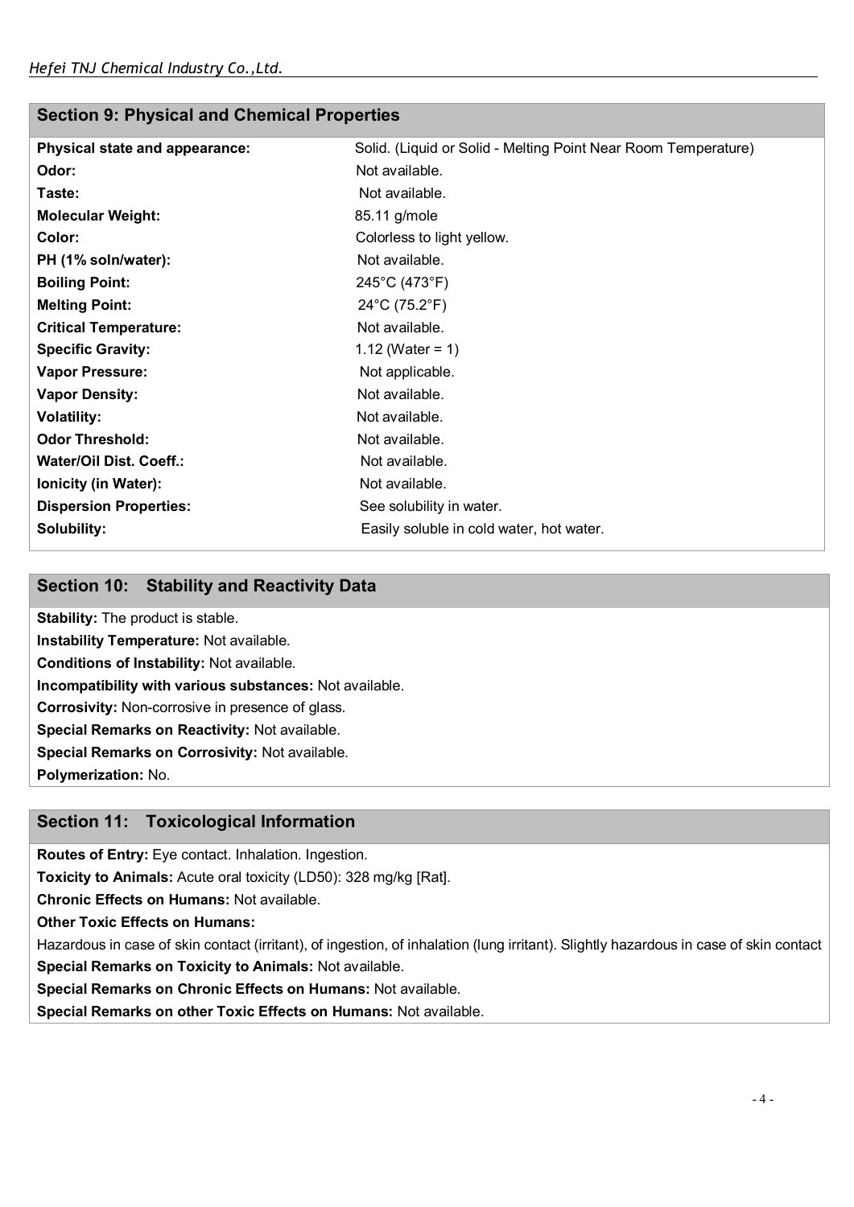## Section 9: Physical and Chemical Properties

| | |
|---|---|
| **Physical state and appearance:** | Solid. (Liquid or Solid - Melting Point Near Room Temperature) |
| **Odor:** | Not available. |
| **Taste:** | Not available. |
| **Molecular Weight:** | 85.11 g/mole |
| **Color:** | Colorless to light yellow. |
| **PH (1% soln/water):** | Not available. |
| **Boiling Point:** | 245°C (473°F) |
| **Melting Point:** | 24°C (75.2°F) |
| **Critical Temperature:** | Not available. |
| **Specific Gravity:** | 1.12 (Water = 1) |
| **Vapor Pressure:** | Not applicable. |
| **Vapor Density:** | Not available. |
| **Volatility:** | Not available. |
| **Odor Threshold:** | Not available. |
| **Water/Oil Dist. Coeff.:** | Not available. |
| **Ionicity (in Water):** | Not available. |
| **Dispersion Properties:** | See solubility in water. |
| **Solubility:** | Easily soluble in cold water, hot water. |

## Section 10: Stability and Reactivity Data

**Stability:** The product is stable.

**Instability Temperature:** Not available.

**Conditions of Instability:** Not available.

**Incompatibility with various substances:** Not available.

**Corrosivity:** Non-corrosive in presence of glass.

**Special Remarks on Reactivity:** Not available.

**Special Remarks on Corrosivity:** Not available.

**Polymerization:** No.

## Section 11: Toxicological Information

**Routes of Entry:** Eye contact. Inhalation. Ingestion.

**Toxicity to Animals:** Acute oral toxicity (LD50): 328 mg/kg [Rat].

**Chronic Effects on Humans:** Not available.

**Other Toxic Effects on Humans:**

Hazardous in case of skin contact (irritant), of ingestion, of inhalation (lung irritant). Slightly hazardous in case of skin contact

**Special Remarks on Toxicity to Animals:** Not available.

**Special Remarks on Chronic Effects on Humans:** Not available.

**Special Remarks on other Toxic Effects on Humans:** Not available.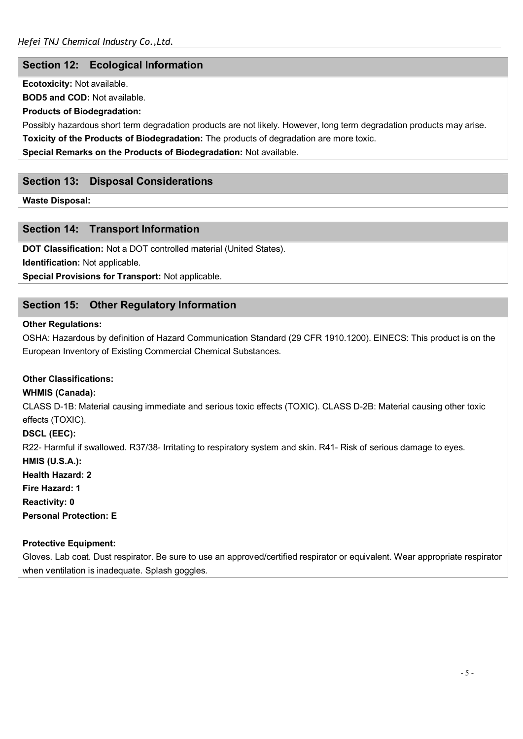## Section 12: Ecological Information

**Ecotoxicity:** Not available.

**BOD5 and COD:** Not available.

**Products of Biodegradation:**

Possibly hazardous short term degradation products are not likely. However, long term degradation products may arise.

**Toxicity of the Products of Biodegradation:** The products of degradation are more toxic.

**Special Remarks on the Products of Biodegradation:** Not available.

## Section 13: Disposal Considerations

**Waste Disposal:**

## Section 14: Transport Information

**DOT Classification:** Not a DOT controlled material (United States).

**Identification:** Not applicable.

**Special Provisions for Transport:** Not applicable.

## Section 15: Other Regulatory Information

**Other Regulations:**

OSHA: Hazardous by definition of Hazard Communication Standard (29 CFR 1910.1200). EINECS: This product is on the European Inventory of Existing Commercial Chemical Substances.

**Other Classifications:**

**WHMIS (Canada):**

CLASS D-1B: Material causing immediate and serious toxic effects (TOXIC). CLASS D-2B: Material causing other toxic effects (TOXIC).

**DSCL (EEC):**

R22- Harmful if swallowed. R37/38- Irritating to respiratory system and skin. R41- Risk of serious damage to eyes.

**HMIS (U.S.A.):**

**Health Hazard: 2**

**Fire Hazard: 1**

**Reactivity: 0**

**Personal Protection: E**

**Protective Equipment:**

Gloves. Lab coat. Dust respirator. Be sure to use an approved/certified respirator or equivalent. Wear appropriate respirator when ventilation is inadequate. Splash goggles.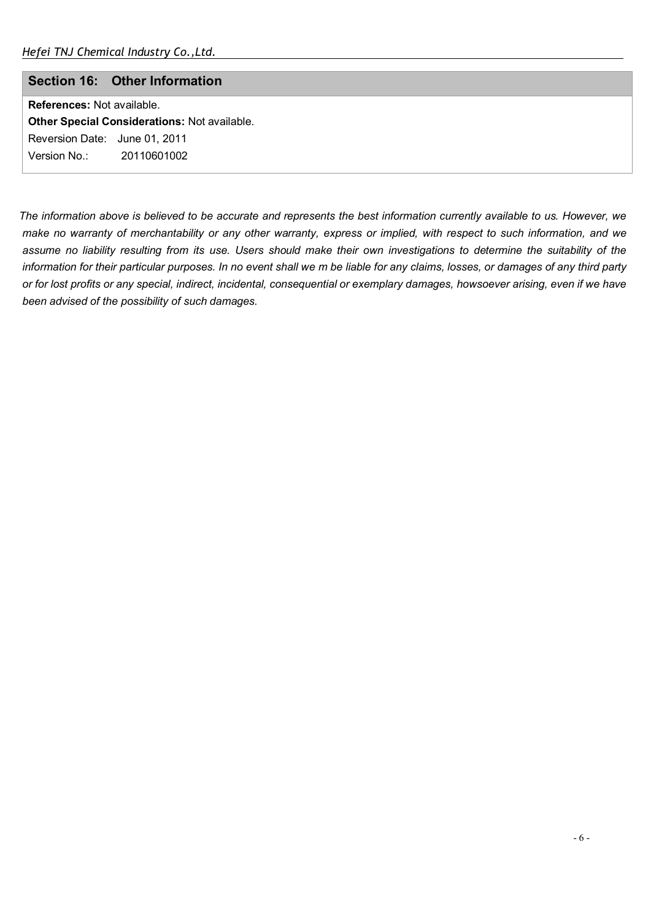## Section 16: Other Information

**References:** Not available.

**Other Special Considerations:** Not available.

Reversion Date: June 01, 2011

Version No.: 20110601002

*The information above is believed to be accurate and represents the best information currently available to us. However, we make no warranty of merchantability or any other warranty, express or implied, with respect to such information, and we assume no liability resulting from its use. Users should make their own investigations to determine the suitability of the information for their particular purposes. In no event shall we m be liable for any claims, losses, or damages of any third party or for lost profits or any special, indirect, incidental, consequential or exemplary damages, howsoever arising, even if we have been advised of the possibility of such damages.*